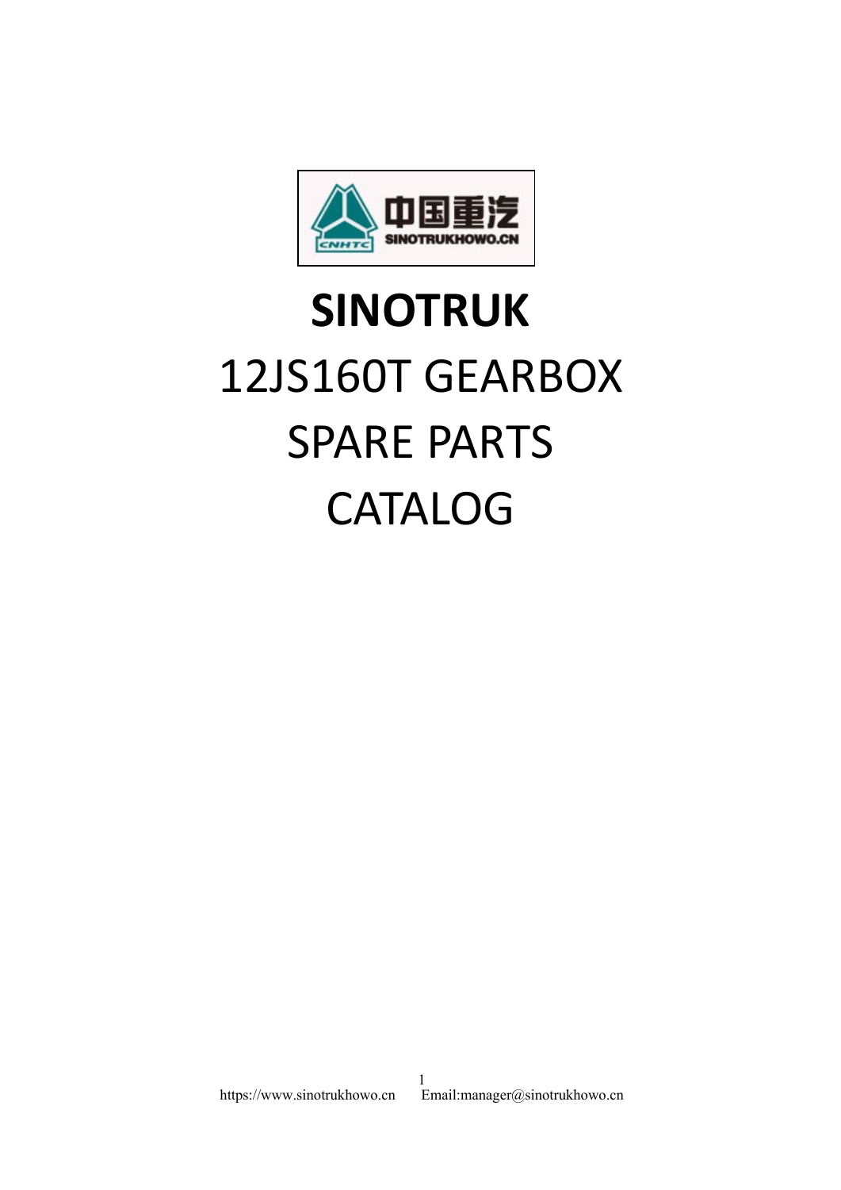# SINOTRUK

12JS160T GEARBOX

SPARE PARTS

CATALOG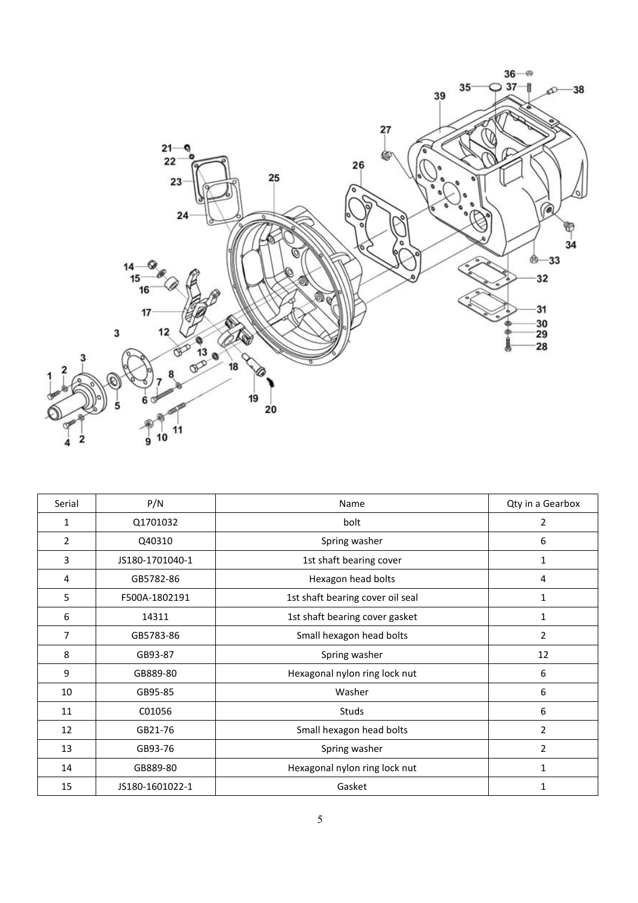| Serial | P/N | Name | Qty in a Gearbox |
|---|---|---|---|
| 1 | Q1701032 | bolt | 2 |
| 2 | Q40310 | Spring washer | 6 |
| 3 | JS180-1701040-1 | 1st shaft bearing cover | 1 |
| 4 | GB5782-86 | Hexagon head bolts | 4 |
| 5 | F500A-1802191 | 1st shaft bearing cover oil seal | 1 |
| 6 | 14311 | 1st shaft bearing cover gasket | 1 |
| 7 | GB5783-86 | Small hexagon head bolts | 2 |
| 8 | GB93-87 | Spring washer | 12 |
| 9 | GB889-80 | Hexagonal nylon ring lock nut | 6 |
| 10 | GB95-85 | Washer | 6 |
| 11 | C01056 | Studs | 6 |
| 12 | GB21-76 | Small hexagon head bolts | 2 |
| 13 | GB93-76 | Spring washer | 2 |
| 14 | GB889-80 | Hexagonal nylon ring lock nut | 1 |
| 15 | JS180-1601022-1 | Gasket | 1 |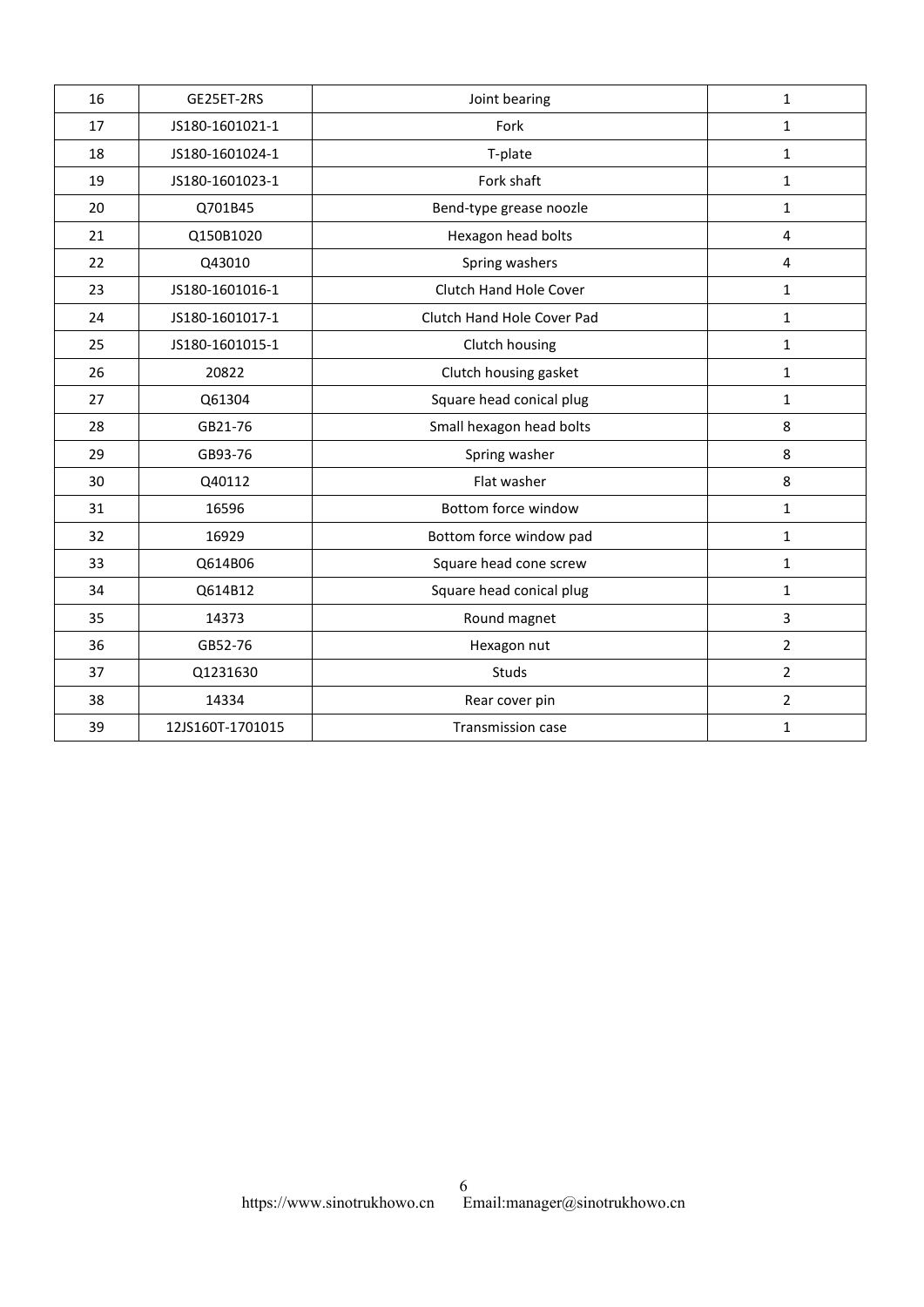| 16 | GE25ET-2RS | Joint bearing | 1 |
|---|---|---|---|
| 17 | JS180-1601021-1 | Fork | 1 |
| 18 | JS180-1601024-1 | T-plate | 1 |
| 19 | JS180-1601023-1 | Fork shaft | 1 |
| 20 | Q701B45 | Bend-type grease noozle | 1 |
| 21 | Q150B1020 | Hexagon head bolts | 4 |
| 22 | Q43010 | Spring washers | 4 |
| 23 | JS180-1601016-1 | Clutch Hand Hole Cover | 1 |
| 24 | JS180-1601017-1 | Clutch Hand Hole Cover Pad | 1 |
| 25 | JS180-1601015-1 | Clutch housing | 1 |
| 26 | 20822 | Clutch housing gasket | 1 |
| 27 | Q61304 | Square head conical plug | 1 |
| 28 | GB21-76 | Small hexagon head bolts | 8 |
| 29 | GB93-76 | Spring washer | 8 |
| 30 | Q40112 | Flat washer | 8 |
| 31 | 16596 | Bottom force window | 1 |
| 32 | 16929 | Bottom force window pad | 1 |
| 33 | Q614B06 | Square head cone screw | 1 |
| 34 | Q614B12 | Square head conical plug | 1 |
| 35 | 14373 | Round magnet | 3 |
| 36 | GB52-76 | Hexagon nut | 2 |
| 37 | Q1231630 | Studs | 2 |
| 38 | 14334 | Rear cover pin | 2 |
| 39 | 12JS160T-1701015 | Transmission case | 1 |

https://www.sinotrukhowo.cn Email:manager@sinotrukhowo.cn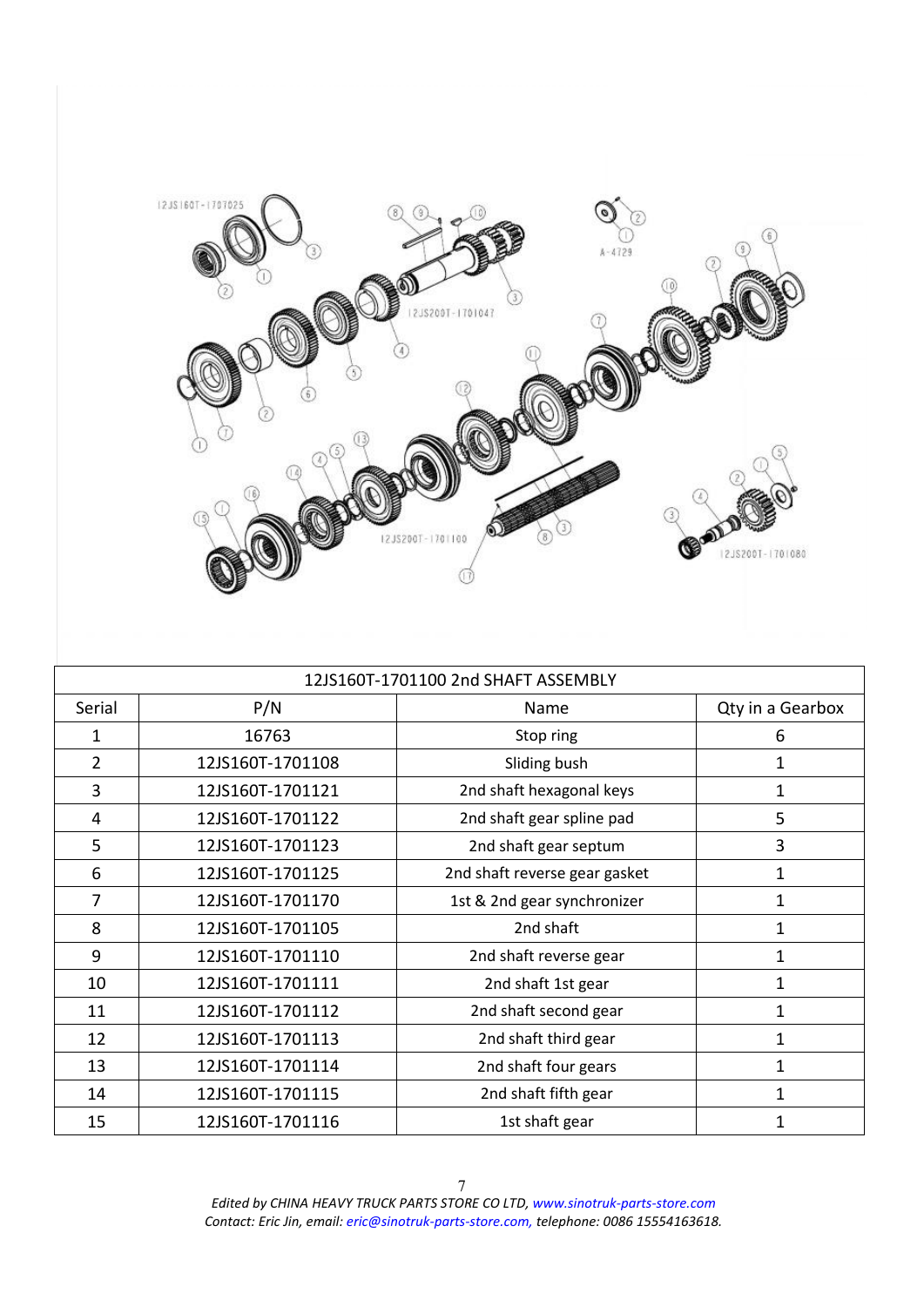| 12JS160T-1701100 2nd SHAFT ASSEMBLY | | | |
|---|---|---|---|
| Serial | P/N | Name | Qty in a Gearbox |
| 1 | 16763 | Stop ring | 6 |
| 2 | 12JS160T-1701108 | Sliding bush | 1 |
| 3 | 12JS160T-1701121 | 2nd shaft hexagonal keys | 1 |
| 4 | 12JS160T-1701122 | 2nd shaft gear spline pad | 5 |
| 5 | 12JS160T-1701123 | 2nd shaft gear septum | 3 |
| 6 | 12JS160T-1701125 | 2nd shaft reverse gear gasket | 1 |
| 7 | 12JS160T-1701170 | 1st & 2nd gear synchronizer | 1 |
| 8 | 12JS160T-1701105 | 2nd shaft | 1 |
| 9 | 12JS160T-1701110 | 2nd shaft reverse gear | 1 |
| 10 | 12JS160T-1701111 | 2nd shaft 1st gear | 1 |
| 11 | 12JS160T-1701112 | 2nd shaft second gear | 1 |
| 12 | 12JS160T-1701113 | 2nd shaft third gear | 1 |
| 13 | 12JS160T-1701114 | 2nd shaft four gears | 1 |
| 14 | 12JS160T-1701115 | 2nd shaft fifth gear | 1 |
| 15 | 12JS160T-1701116 | 1st shaft gear | 1 |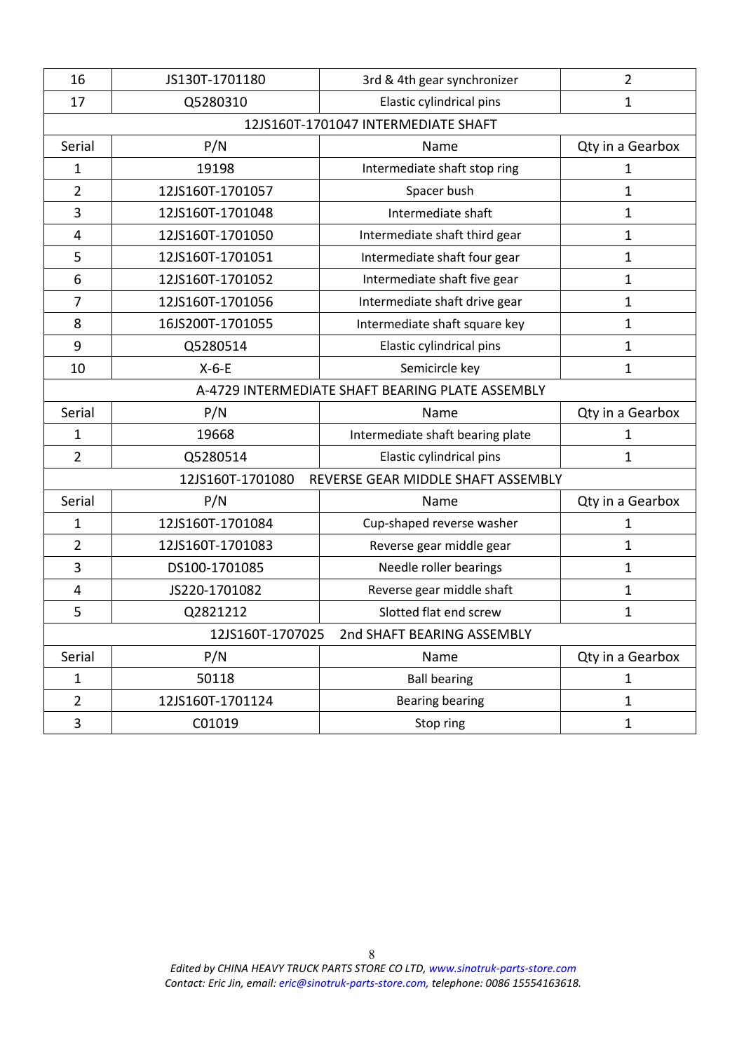| 16 | JS130T-1701180 | 3rd & 4th gear synchronizer | 2 |
|---|---|---|---|
| 17 | Q5280310 | Elastic cylindrical pins | 1 |

**12JS160T-1701047 INTERMEDIATE SHAFT**

| Serial | P/N | Name | Qty in a Gearbox |
|---|---|---|---|
| 1 | 19198 | Intermediate shaft stop ring | 1 |
| 2 | 12JS160T-1701057 | Spacer bush | 1 |
| 3 | 12JS160T-1701048 | Intermediate shaft | 1 |
| 4 | 12JS160T-1701050 | Intermediate shaft third gear | 1 |
| 5 | 12JS160T-1701051 | Intermediate shaft four gear | 1 |
| 6 | 12JS160T-1701052 | Intermediate shaft five gear | 1 |
| 7 | 12JS160T-1701056 | Intermediate shaft drive gear | 1 |
| 8 | 16JS200T-1701055 | Intermediate shaft square key | 1 |
| 9 | Q5280514 | Elastic cylindrical pins | 1 |
| 10 | X-6-E | Semicircle key | 1 |

**A-4729 INTERMEDIATE SHAFT BEARING PLATE ASSEMBLY**

| Serial | P/N | Name | Qty in a Gearbox |
|---|---|---|---|
| 1 | 19668 | Intermediate shaft bearing plate | 1 |
| 2 | Q5280514 | Elastic cylindrical pins | 1 |

**12JS160T-1701080 REVERSE GEAR MIDDLE SHAFT ASSEMBLY**

| Serial | P/N | Name | Qty in a Gearbox |
|---|---|---|---|
| 1 | 12JS160T-1701084 | Cup-shaped reverse washer | 1 |
| 2 | 12JS160T-1701083 | Reverse gear middle gear | 1 |
| 3 | DS100-1701085 | Needle roller bearings | 1 |
| 4 | JS220-1701082 | Reverse gear middle shaft | 1 |
| 5 | Q2821212 | Slotted flat end screw | 1 |

**12JS160T-1707025 2nd SHAFT BEARING ASSEMBLY**

| Serial | P/N | Name | Qty in a Gearbox |
|---|---|---|---|
| 1 | 50118 | Ball bearing | 1 |
| 2 | 12JS160T-1701124 | Bearing bearing | 1 |
| 3 | C01019 | Stop ring | 1 |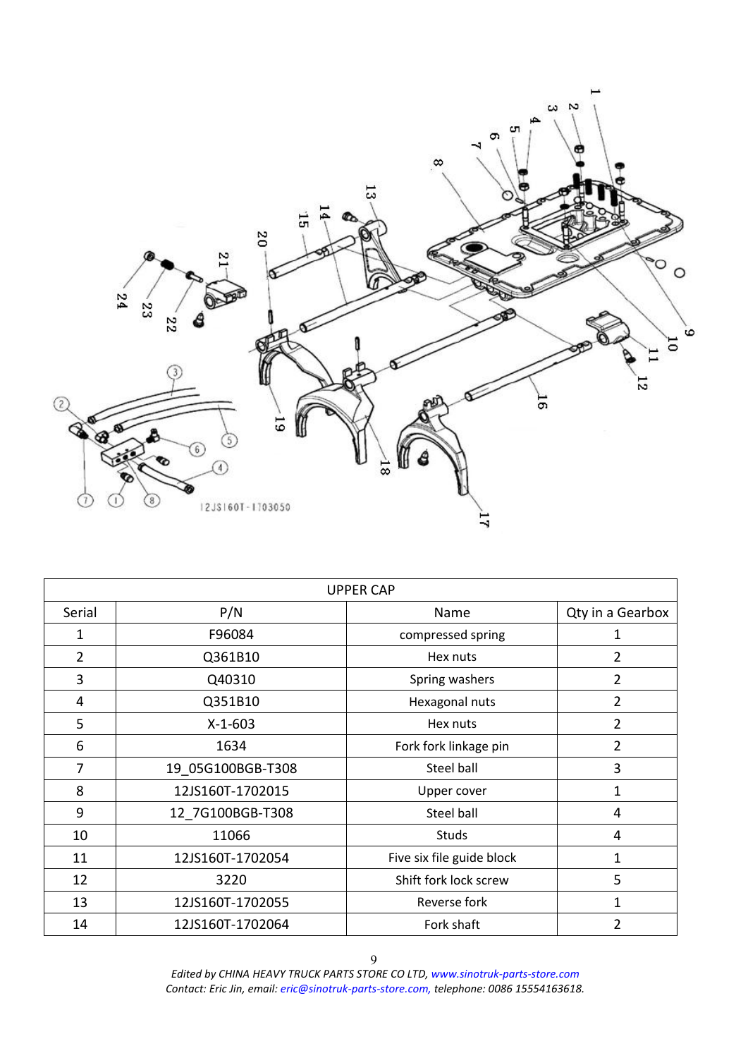| UPPER CAP | | | |
|---|---|---|---|
| Serial | P/N | Name | Qty in a Gearbox |
| 1 | F96084 | compressed spring | 1 |
| 2 | Q361B10 | Hex nuts | 2 |
| 3 | Q40310 | Spring washers | 2 |
| 4 | Q351B10 | Hexagonal nuts | 2 |
| 5 | X-1-603 | Hex nuts | 2 |
| 6 | 1634 | Fork fork linkage pin | 2 |
| 7 | 19_05G100BGB-T308 | Steel ball | 3 |
| 8 | 12JS160T-1702015 | Upper cover | 1 |
| 9 | 12_7G100BGB-T308 | Steel ball | 4 |
| 10 | 11066 | Studs | 4 |
| 11 | 12JS160T-1702054 | Five six file guide block | 1 |
| 12 | 3220 | Shift fork lock screw | 5 |
| 13 | 12JS160T-1702055 | Reverse fork | 1 |
| 14 | 12JS160T-1702064 | Fork shaft | 2 |

*Edited by CHINA HEAVY TRUCK PARTS STORE CO LTD, www.sinotruk-parts-store.com*
*Contact: Eric Jin, email: eric@sinotruk-parts-store.com, telephone: 0086 15554163618.*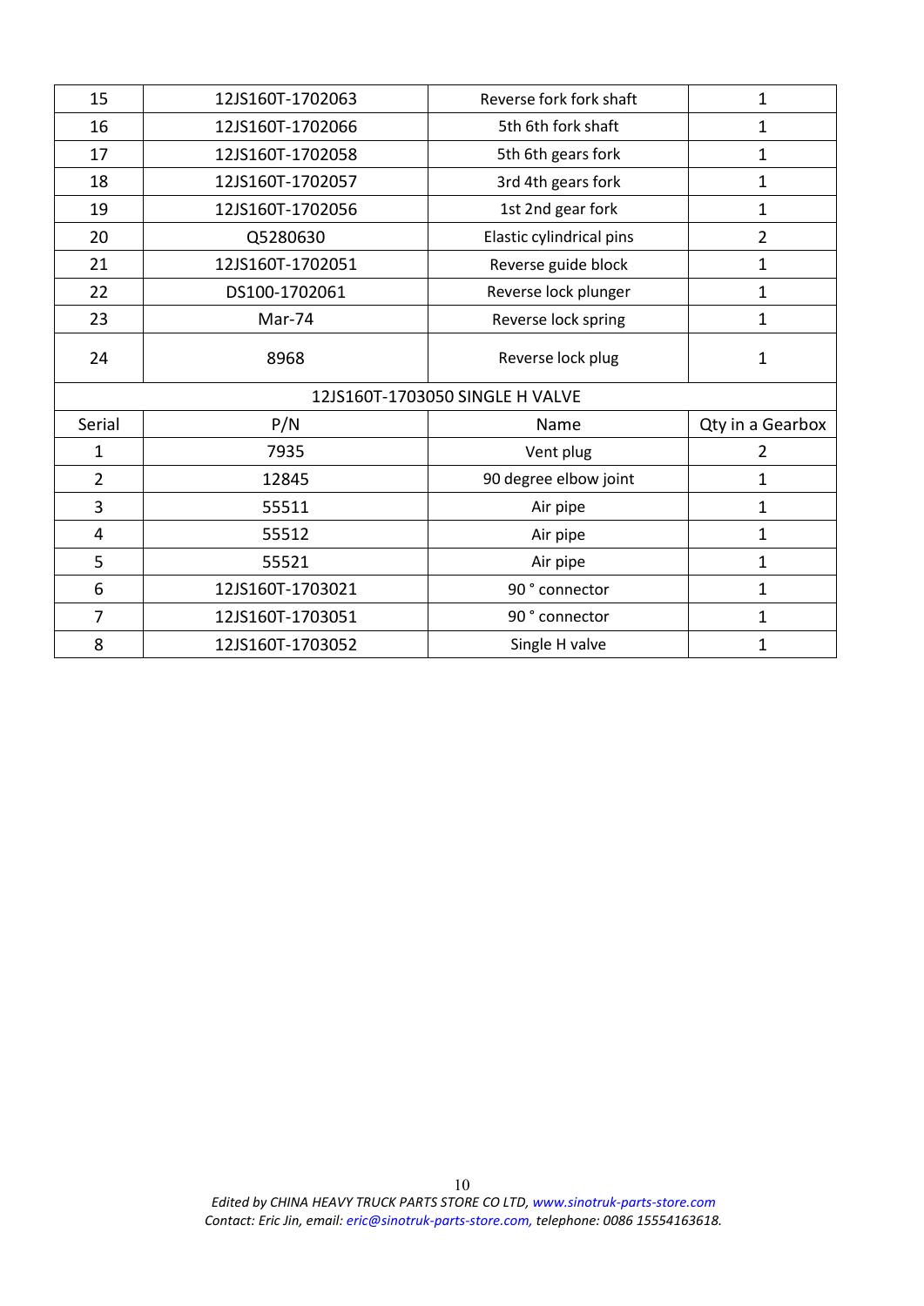| | | | |
|---|---|---|---|
| 15 | 12JS160T-1702063 | Reverse fork fork shaft | 1 |
| 16 | 12JS160T-1702066 | 5th 6th fork shaft | 1 |
| 17 | 12JS160T-1702058 | 5th 6th gears fork | 1 |
| 18 | 12JS160T-1702057 | 3rd 4th gears fork | 1 |
| 19 | 12JS160T-1702056 | 1st 2nd gear fork | 1 |
| 20 | Q5280630 | Elastic cylindrical pins | 2 |
| 21 | 12JS160T-1702051 | Reverse guide block | 1 |
| 22 | DS100-1702061 | Reverse lock plunger | 1 |
| 23 | Mar-74 | Reverse lock spring | 1 |
| 24 | 8968 | Reverse lock plug | 1 |

| 12JS160T-1703050 SINGLE H VALVE | | | |
|---|---|---|---|
| Serial | P/N | Name | Qty in a Gearbox |
| 1 | 7935 | Vent plug | 2 |
| 2 | 12845 | 90 degree elbow joint | 1 |
| 3 | 55511 | Air pipe | 1 |
| 4 | 55512 | Air pipe | 1 |
| 5 | 55521 | Air pipe | 1 |
| 6 | 12JS160T-1703021 | 90 ° connector | 1 |
| 7 | 12JS160T-1703051 | 90 ° connector | 1 |
| 8 | 12JS160T-1703052 | Single H valve | 1 |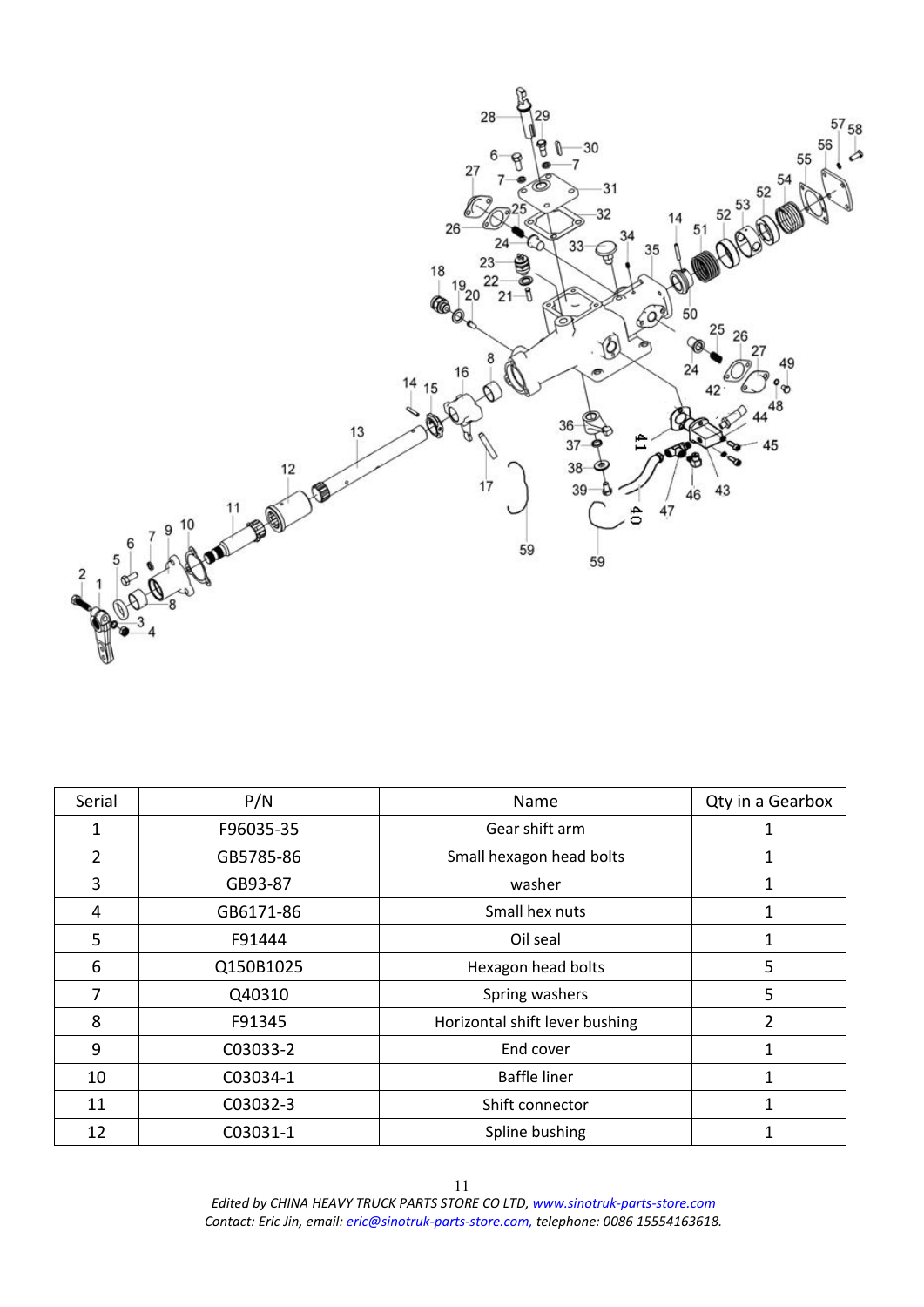| Serial | P/N | Name | Qty in a Gearbox |
| --- | --- | --- | --- |
| 1 | F96035-35 | Gear shift arm | 1 |
| 2 | GB5785-86 | Small hexagon head bolts | 1 |
| 3 | GB93-87 | washer | 1 |
| 4 | GB6171-86 | Small hex nuts | 1 |
| 5 | F91444 | Oil seal | 1 |
| 6 | Q150B1025 | Hexagon head bolts | 5 |
| 7 | Q40310 | Spring washers | 5 |
| 8 | F91345 | Horizontal shift lever bushing | 2 |
| 9 | C03033-2 | End cover | 1 |
| 10 | C03034-1 | Baffle liner | 1 |
| 11 | C03032-3 | Shift connector | 1 |
| 12 | C03031-1 | Spline bushing | 1 |

*Edited by CHINA HEAVY TRUCK PARTS STORE CO LTD, www.sinotruk-parts-store.com*
*Contact: Eric Jin, email: eric@sinotruk-parts-store.com, telephone: 0086 15554163618.*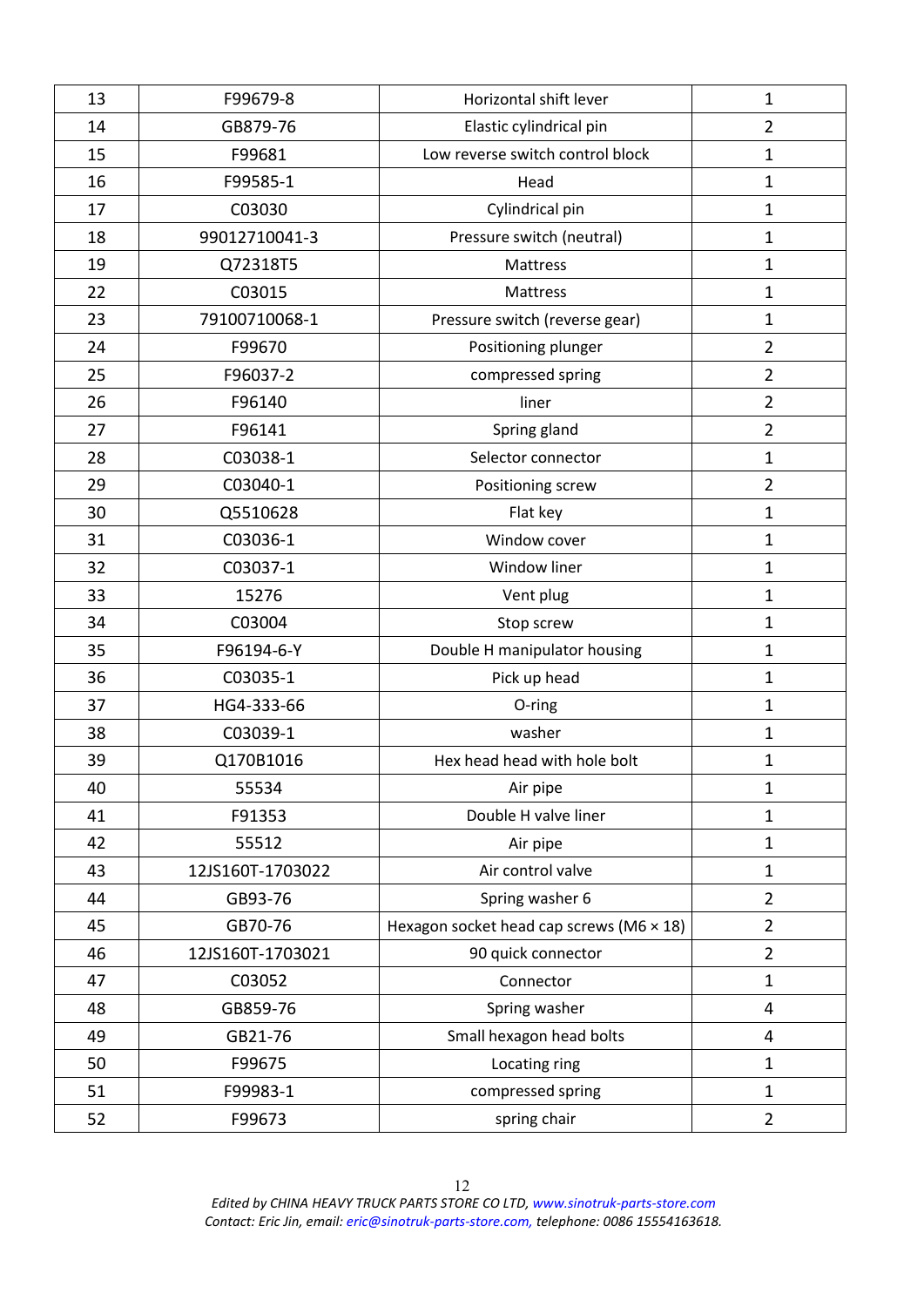| 13 | F99679-8 | Horizontal shift lever | 1 |
|---|---|---|---|
| 14 | GB879-76 | Elastic cylindrical pin | 2 |
| 15 | F99681 | Low reverse switch control block | 1 |
| 16 | F99585-1 | Head | 1 |
| 17 | C03030 | Cylindrical pin | 1 |
| 18 | 99012710041-3 | Pressure switch (neutral) | 1 |
| 19 | Q72318T5 | Mattress | 1 |
| 22 | C03015 | Mattress | 1 |
| 23 | 79100710068-1 | Pressure switch (reverse gear) | 1 |
| 24 | F99670 | Positioning plunger | 2 |
| 25 | F96037-2 | compressed spring | 2 |
| 26 | F96140 | liner | 2 |
| 27 | F96141 | Spring gland | 2 |
| 28 | C03038-1 | Selector connector | 1 |
| 29 | C03040-1 | Positioning screw | 2 |
| 30 | Q5510628 | Flat key | 1 |
| 31 | C03036-1 | Window cover | 1 |
| 32 | C03037-1 | Window liner | 1 |
| 33 | 15276 | Vent plug | 1 |
| 34 | C03004 | Stop screw | 1 |
| 35 | F96194-6-Y | Double H manipulator housing | 1 |
| 36 | C03035-1 | Pick up head | 1 |
| 37 | HG4-333-66 | O-ring | 1 |
| 38 | C03039-1 | washer | 1 |
| 39 | Q170B1016 | Hex head head with hole bolt | 1 |
| 40 | 55534 | Air pipe | 1 |
| 41 | F91353 | Double H valve liner | 1 |
| 42 | 55512 | Air pipe | 1 |
| 43 | 12JS160T-1703022 | Air control valve | 1 |
| 44 | GB93-76 | Spring washer 6 | 2 |
| 45 | GB70-76 | Hexagon socket head cap screws (M6 × 18) | 2 |
| 46 | 12JS160T-1703021 | 90 quick connector | 2 |
| 47 | C03052 | Connector | 1 |
| 48 | GB859-76 | Spring washer | 4 |
| 49 | GB21-76 | Small hexagon head bolts | 4 |
| 50 | F99675 | Locating ring | 1 |
| 51 | F99983-1 | compressed spring | 1 |
| 52 | F99673 | spring chair | 2 |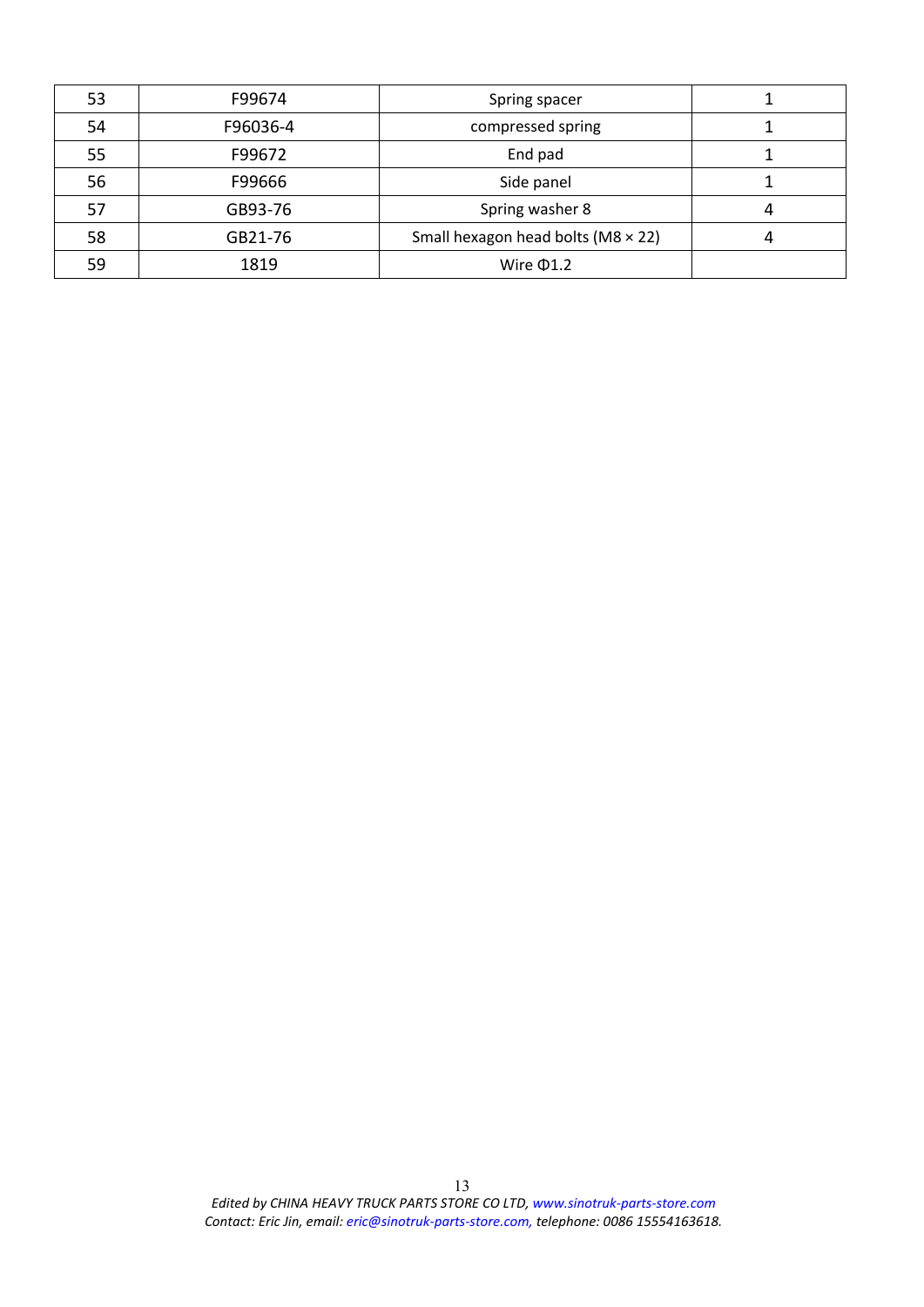| 53 | F99674 | Spring spacer | 1 |
|---|---|---|---|
| 54 | F96036-4 | compressed spring | 1 |
| 55 | F99672 | End pad | 1 |
| 56 | F99666 | Side panel | 1 |
| 57 | GB93-76 | Spring washer 8 | 4 |
| 58 | GB21-76 | Small hexagon head bolts (M8 × 22) | 4 |
| 59 | 1819 | Wire Φ1.2 | |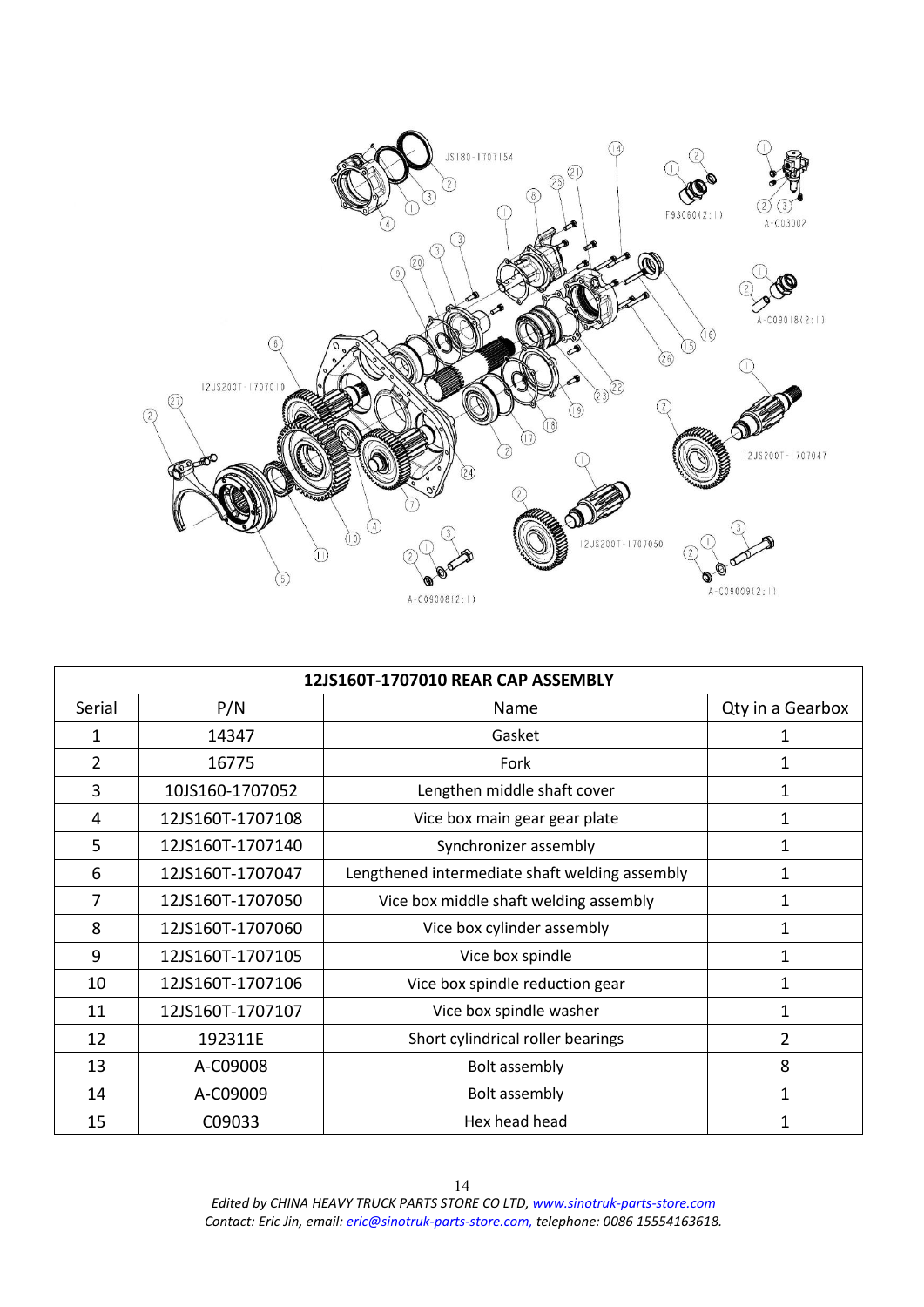| 12JS160T-1707010 REAR CAP ASSEMBLY | | | |
|---|---|---|---|
| Serial | P/N | Name | Qty in a Gearbox |
| 1 | 14347 | Gasket | 1 |
| 2 | 16775 | Fork | 1 |
| 3 | 10JS160-1707052 | Lengthen middle shaft cover | 1 |
| 4 | 12JS160T-1707108 | Vice box main gear gear plate | 1 |
| 5 | 12JS160T-1707140 | Synchronizer assembly | 1 |
| 6 | 12JS160T-1707047 | Lengthened intermediate shaft welding assembly | 1 |
| 7 | 12JS160T-1707050 | Vice box middle shaft welding assembly | 1 |
| 8 | 12JS160T-1707060 | Vice box cylinder assembly | 1 |
| 9 | 12JS160T-1707105 | Vice box spindle | 1 |
| 10 | 12JS160T-1707106 | Vice box spindle reduction gear | 1 |
| 11 | 12JS160T-1707107 | Vice box spindle washer | 1 |
| 12 | 192311E | Short cylindrical roller bearings | 2 |
| 13 | A-C09008 | Bolt assembly | 8 |
| 14 | A-C09009 | Bolt assembly | 1 |
| 15 | C09033 | Hex head head | 1 |

*Edited by CHINA HEAVY TRUCK PARTS STORE CO LTD, www.sinotruk-parts-store.com*
*Contact: Eric Jin, email: eric@sinotruk-parts-store.com, telephone: 0086 15554163618.*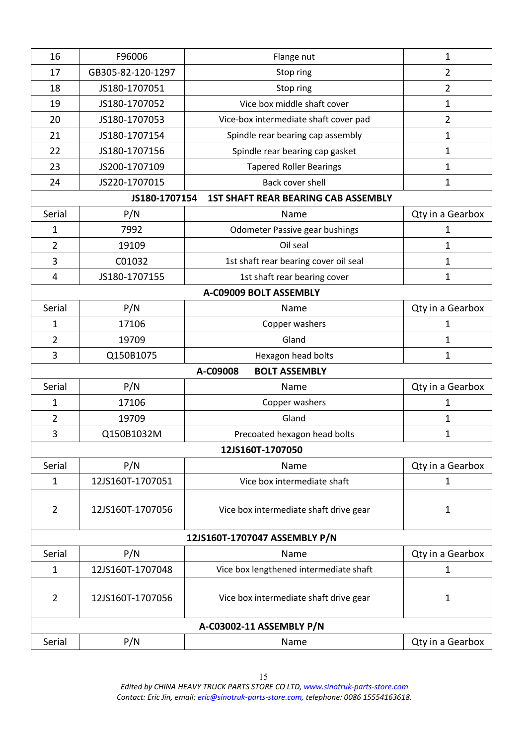| | | | |
|---|---|---|---|
| 16 | F96006 | Flange nut | 1 |
| 17 | GB305-82-120-1297 | Stop ring | 2 |
| 18 | JS180-1707051 | Stop ring | 2 |
| 19 | JS180-1707052 | Vice box middle shaft cover | 1 |
| 20 | JS180-1707053 | Vice-box intermediate shaft cover pad | 2 |
| 21 | JS180-1707154 | Spindle rear bearing cap assembly | 1 |
| 22 | JS180-1707156 | Spindle rear bearing cap gasket | 1 |
| 23 | JS200-1707109 | Tapered Roller Bearings | 1 |
| 24 | JS220-1707015 | Back cover shell | 1 |

**JS180-1707154 1ST SHAFT REAR BEARING CAB ASSEMBLY**

| Serial | P/N | Name | Qty in a Gearbox |
|---|---|---|---|
| 1 | 7992 | Odometer Passive gear bushings | 1 |
| 2 | 19109 | Oil seal | 1 |
| 3 | C01032 | 1st shaft rear bearing cover oil seal | 1 |
| 4 | JS180-1707155 | 1st shaft rear bearing cover | 1 |

**A-C09009 BOLT ASSEMBLY**

| Serial | P/N | Name | Qty in a Gearbox |
|---|---|---|---|
| 1 | 17106 | Copper washers | 1 |
| 2 | 19709 | Gland | 1 |
| 3 | Q150B1075 | Hexagon head bolts | 1 |

**A-C09008 BOLT ASSEMBLY**

| Serial | P/N | Name | Qty in a Gearbox |
|---|---|---|---|
| 1 | 17106 | Copper washers | 1 |
| 2 | 19709 | Gland | 1 |
| 3 | Q150B1032M | Precoated hexagon head bolts | 1 |

**12JS160T-1707050**

| Serial | P/N | Name | Qty in a Gearbox |
|---|---|---|---|
| 1 | 12JS160T-1707051 | Vice box intermediate shaft | 1 |
| 2 | 12JS160T-1707056 | Vice box intermediate shaft drive gear | 1 |

**12JS160T-1707047 ASSEMBLY P/N**

| Serial | P/N | Name | Qty in a Gearbox |
|---|---|---|---|
| 1 | 12JS160T-1707048 | Vice box lengthened intermediate shaft | 1 |
| 2 | 12JS160T-1707056 | Vice box intermediate shaft drive gear | 1 |

**A-C03002-11 ASSEMBLY P/N**

| Serial | P/N | Name | Qty in a Gearbox |
|---|---|---|---|

*Edited by CHINA HEAVY TRUCK PARTS STORE CO LTD, www.sinotruk-parts-store.com*
*Contact: Eric Jin, email: eric@sinotruk-parts-store.com, telephone: 0086 15554163618.*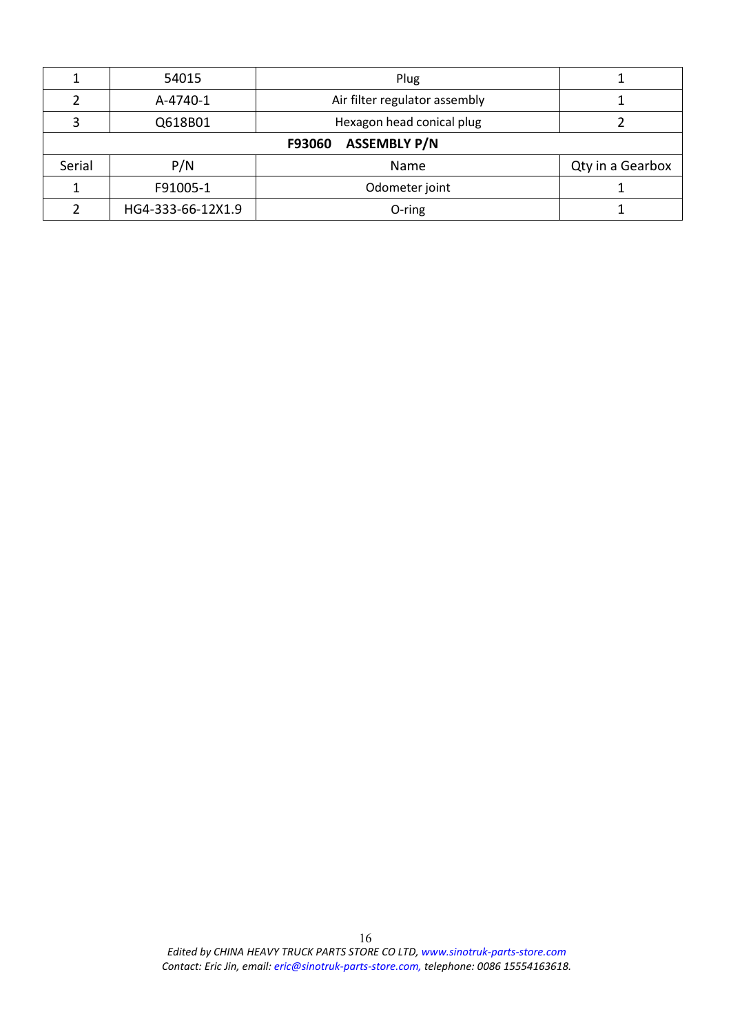| 1 | 54015 | Plug | 1 |
|---|---|---|---|
| 2 | A-4740-1 | Air filter regulator assembly | 1 |
| 3 | Q618B01 | Hexagon head conical plug | 2 |
| **F93060 ASSEMBLY P/N** | | | |
| Serial | P/N | Name | Qty in a Gearbox |
| 1 | F91005-1 | Odometer joint | 1 |
| 2 | HG4-333-66-12X1.9 | O-ring | 1 |

*Edited by CHINA HEAVY TRUCK PARTS STORE CO LTD, www.sinotruk-parts-store.com*
*Contact: Eric Jin, email: eric@sinotruk-parts-store.com, telephone: 0086 15554163618.*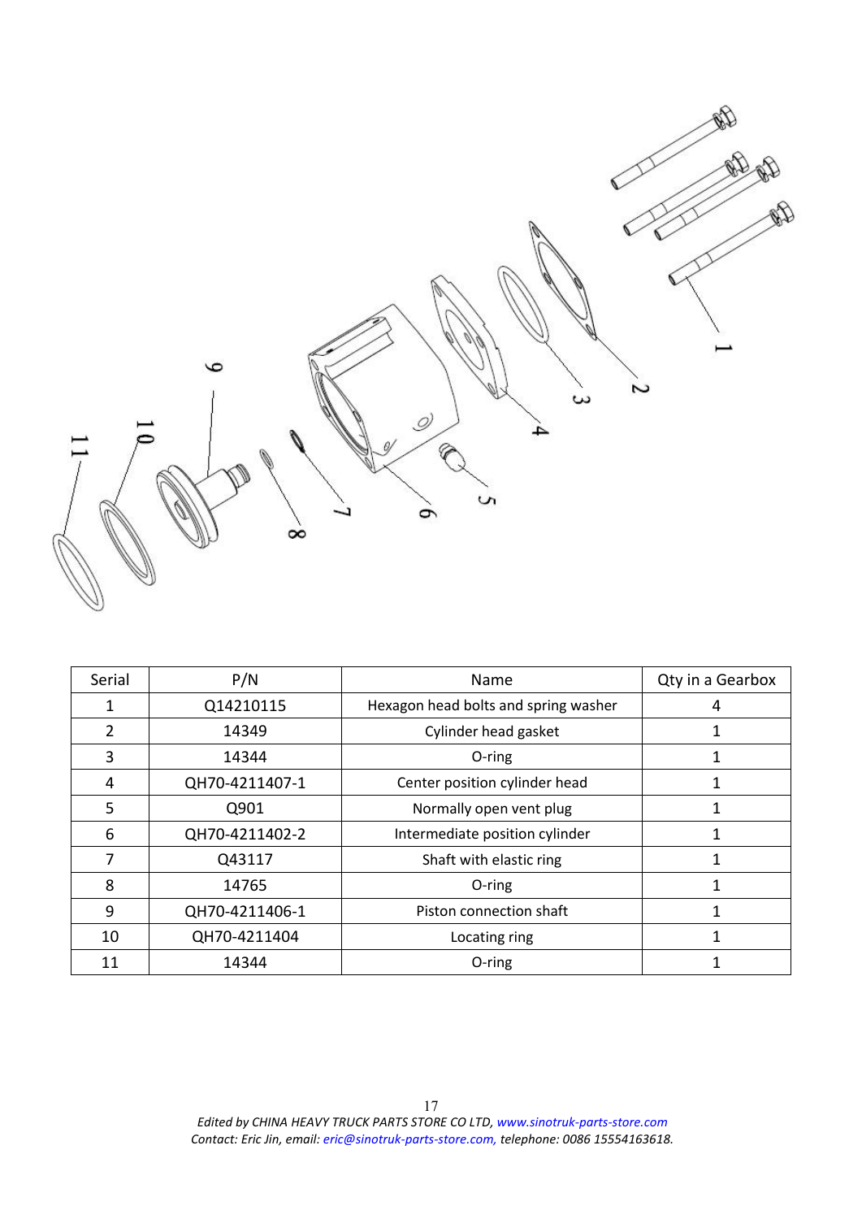| Serial | P/N | Name | Qty in a Gearbox |
|---|---|---|---|
| 1 | Q14210115 | Hexagon head bolts and spring washer | 4 |
| 2 | 14349 | Cylinder head gasket | 1 |
| 3 | 14344 | O-ring | 1 |
| 4 | QH70-4211407-1 | Center position cylinder head | 1 |
| 5 | Q901 | Normally open vent plug | 1 |
| 6 | QH70-4211402-2 | Intermediate position cylinder | 1 |
| 7 | Q43117 | Shaft with elastic ring | 1 |
| 8 | 14765 | O-ring | 1 |
| 9 | QH70-4211406-1 | Piston connection shaft | 1 |
| 10 | QH70-4211404 | Locating ring | 1 |
| 11 | 14344 | O-ring | 1 |

*Edited by CHINA HEAVY TRUCK PARTS STORE CO LTD, www.sinotruk-parts-store.com*
*Contact: Eric Jin, email: eric@sinotruk-parts-store.com, telephone: 0086 15554163618.*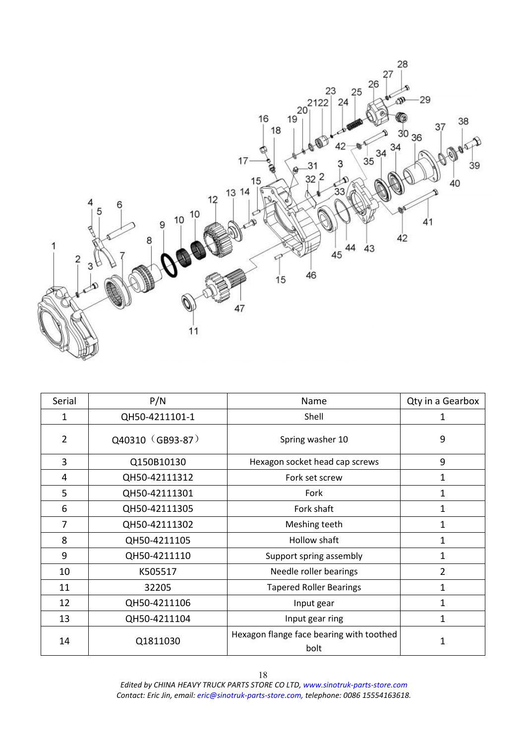| Serial | P/N | Name | Qty in a Gearbox |
|---|---|---|---|
| 1 | QH50-4211101-1 | Shell | 1 |
| 2 | Q40310（GB93-87） | Spring washer 10 | 9 |
| 3 | Q150B10130 | Hexagon socket head cap screws | 9 |
| 4 | QH50-42111312 | Fork set screw | 1 |
| 5 | QH50-42111301 | Fork | 1 |
| 6 | QH50-42111305 | Fork shaft | 1 |
| 7 | QH50-42111302 | Meshing teeth | 1 |
| 8 | QH50-4211105 | Hollow shaft | 1 |
| 9 | QH50-4211110 | Support spring assembly | 1 |
| 10 | K505517 | Needle roller bearings | 2 |
| 11 | 32205 | Tapered Roller Bearings | 1 |
| 12 | QH50-4211106 | Input gear | 1 |
| 13 | QH50-4211104 | Input gear ring | 1 |
| 14 | Q1811030 | Hexagon flange face bearing with toothed bolt | 1 |

*Edited by CHINA HEAVY TRUCK PARTS STORE CO LTD, www.sinotruk-parts-store.com*
*Contact: Eric Jin, email: eric@sinotruk-parts-store.com, telephone: 0086 15554163618.*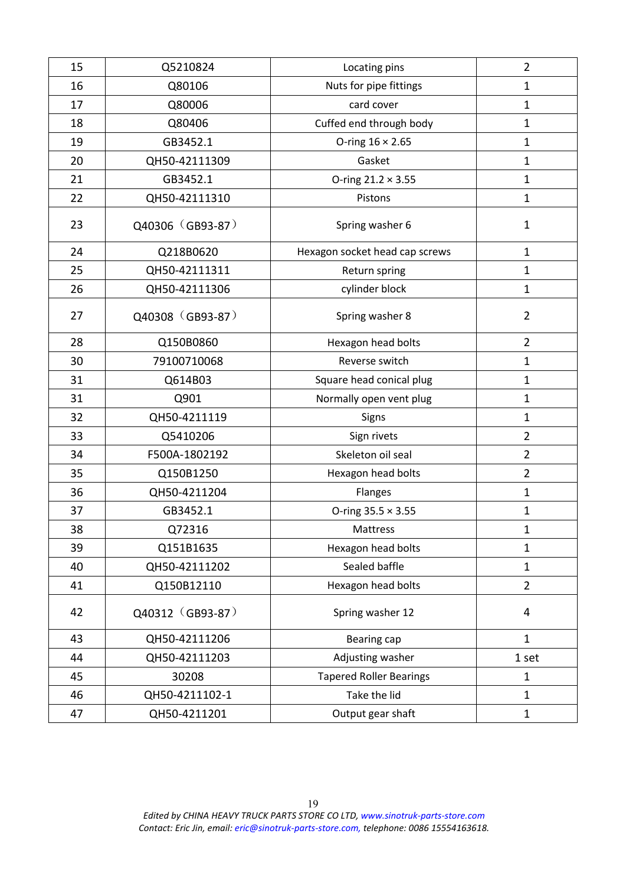| | | | |
|---|---|---|---|
| 15 | Q5210824 | Locating pins | 2 |
| 16 | Q80106 | Nuts for pipe fittings | 1 |
| 17 | Q80006 | card cover | 1 |
| 18 | Q80406 | Cuffed end through body | 1 |
| 19 | GB3452.1 | O-ring 16 × 2.65 | 1 |
| 20 | QH50-42111309 | Gasket | 1 |
| 21 | GB3452.1 | O-ring 21.2 × 3.55 | 1 |
| 22 | QH50-42111310 | Pistons | 1 |
| 23 | Q40306（GB93-87） | Spring washer 6 | 1 |
| 24 | Q218B0620 | Hexagon socket head cap screws | 1 |
| 25 | QH50-42111311 | Return spring | 1 |
| 26 | QH50-42111306 | cylinder block | 1 |
| 27 | Q40308（GB93-87） | Spring washer 8 | 2 |
| 28 | Q150B0860 | Hexagon head bolts | 2 |
| 30 | 79100710068 | Reverse switch | 1 |
| 31 | Q614B03 | Square head conical plug | 1 |
| 31 | Q901 | Normally open vent plug | 1 |
| 32 | QH50-4211119 | Signs | 1 |
| 33 | Q5410206 | Sign rivets | 2 |
| 34 | F500A-1802192 | Skeleton oil seal | 2 |
| 35 | Q150B1250 | Hexagon head bolts | 2 |
| 36 | QH50-4211204 | Flanges | 1 |
| 37 | GB3452.1 | O-ring 35.5 × 3.55 | 1 |
| 38 | Q72316 | Mattress | 1 |
| 39 | Q151B1635 | Hexagon head bolts | 1 |
| 40 | QH50-42111202 | Sealed baffle | 1 |
| 41 | Q150B12110 | Hexagon head bolts | 2 |
| 42 | Q40312（GB93-87） | Spring washer 12 | 4 |
| 43 | QH50-42111206 | Bearing cap | 1 |
| 44 | QH50-42111203 | Adjusting washer | 1 set |
| 45 | 30208 | Tapered Roller Bearings | 1 |
| 46 | QH50-4211102-1 | Take the lid | 1 |
| 47 | QH50-4211201 | Output gear shaft | 1 |

*Edited by CHINA HEAVY TRUCK PARTS STORE CO LTD, www.sinotruk-parts-store.com*
*Contact: Eric Jin, email: eric@sinotruk-parts-store.com, telephone: 0086 15554163618.*